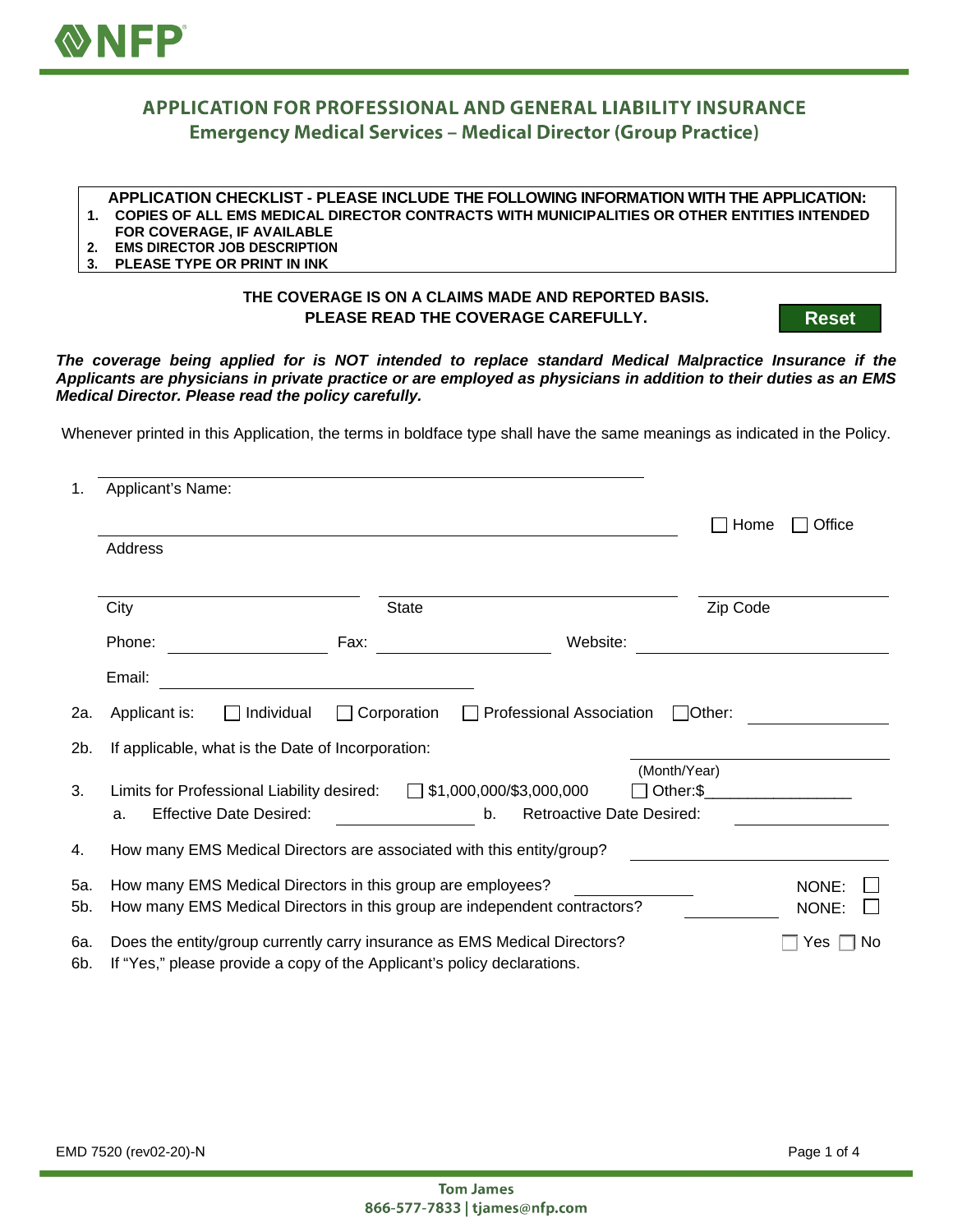# APPLICATION FOR PROFESSIONAL AND GENERAL LIABILITY INSURANCE

## Emergency Medical Services – Medical Director (Group Practice)

**APPLICATION CHECKLIST - PLEASE INCLUDE THE FOLLOWING INFORMATION WITH THE APPLICATION:**

1. **COPIES OF ALL EMS MEDICAL DIRECTOR CONTRACTS WITH MUNICIPALITIES OR OTHER ENTITIES INTENDED FOR COVERAGE, IF AVAILABLE**
2. **EMS DIRECTOR JOB DESCRIPTION**
3. **PLEASE TYPE OR PRINT IN INK**

**THE COVERAGE IS ON A CLAIMS MADE AND REPORTED BASIS.**
**PLEASE READ THE COVERAGE CAREFULLY.**

Reset

***The coverage being applied for is NOT intended to replace standard Medical Malpractice Insurance if the Applicants are physicians in private practice or are employed as physicians in addition to their duties as an EMS Medical Director. Please read the policy carefully.***

Whenever printed in this Application, the terms in boldface type shall have the same meanings as indicated in the Policy.

1. Applicant's Name: ____________________

   Address: ____________________ ☐ Home ☐ Office

   City: ____________ State: ____________ Zip Code: ____________

   Phone: ____________ Fax: ____________ Website: ____________

   Email: ____________

2a. Applicant is: ☐ Individual ☐ Corporation ☐ Professional Association ☐ Other: ____________

2b. If applicable, what is the Date of Incorporation: ____________ (Month/Year)

3. Limits for Professional Liability desired: ☐ $1,000,000/$3,000,000 ☐ Other:$________________

   a. Effective Date Desired: ____________ b. Retroactive Date Desired: ____________

4. How many EMS Medical Directors are associated with this entity/group? ____________

5a. How many EMS Medical Directors in this group are employees? ____________ NONE: ☐

5b. How many EMS Medical Directors in this group are independent contractors? ____________ NONE: ☐

6a. Does the entity/group currently carry insurance as EMS Medical Directors? ☐ Yes ☐ No

6b. If "Yes," please provide a copy of the Applicant's policy declarations.

EMD 7520 (rev02-20)-N

Tom James
866-577-7833 | tjames@nfp.com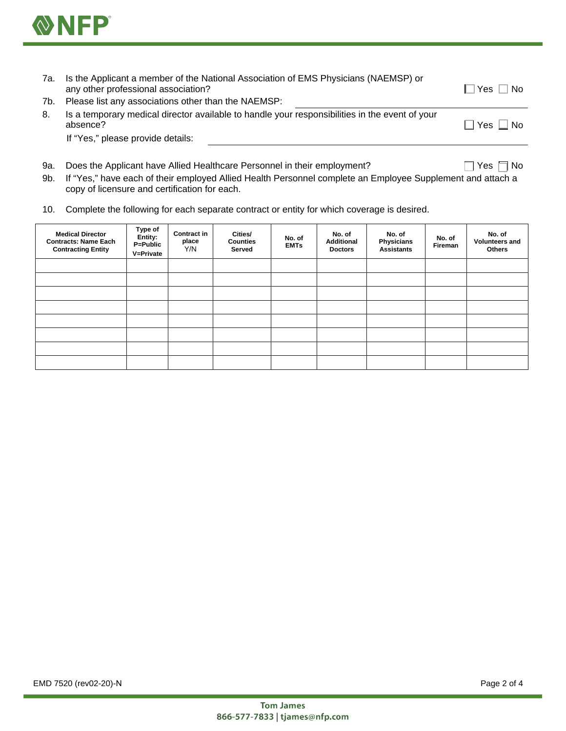7a. Is the Applicant a member of the National Association of EMS Physicians (NAEMSP) or any other professional association? ☐ Yes ☐ No

7b. Please list any associations other than the NAEMSP: ____________________

8. Is a temporary medical director available to handle your responsibilities in the event of your absence? ☐ Yes ☐ No

If "Yes," please provide details: ____________________

9a. Does the Applicant have Allied Healthcare Personnel in their employment? ☐ Yes ☐ No

9b. If "Yes," have each of their employed Allied Health Personnel complete an Employee Supplement and attach a copy of licensure and certification for each.

10. Complete the following for each separate contract or entity for which coverage is desired.

| Medical Director Contracts: Name Each Contracting Entity | Type of Entity: P=Public V=Private | Contract in place Y/N | Cities/ Counties Served | No. of EMTs | No. of Additional Doctors | No. of Physicians Assistants | No. of Fireman | No. of Volunteers and Others |
|---|---|---|---|---|---|---|---|---|
| | | | | | | | | |
| | | | | | | | | |
| | | | | | | | | |
| | | | | | | | | |
| | | | | | | | | |
| | | | | | | | | |
| | | | | | | | | |
| | | | | | | | | |

EMD 7520 (rev02-20)-N

Tom James
866-577-7833 | tjames@nfp.com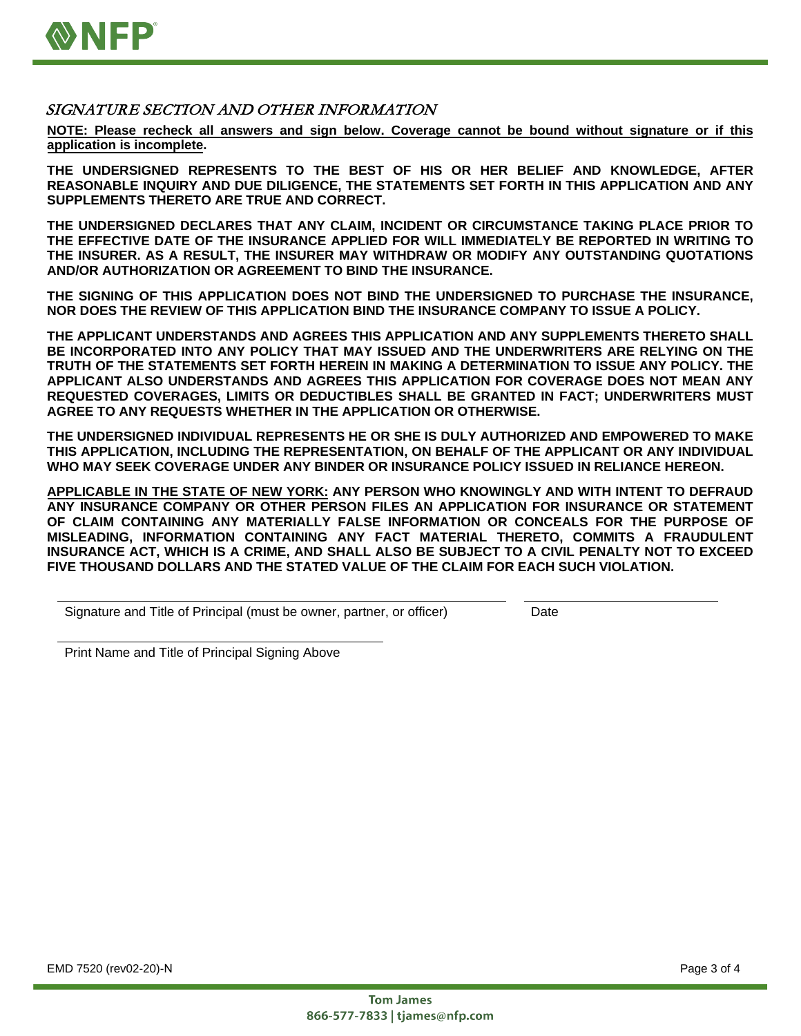## *SIGNATURE SECTION AND OTHER INFORMATION*

**NOTE: Please recheck all answers and sign below. Coverage cannot be bound without signature or if this application is incomplete.**

**THE UNDERSIGNED REPRESENTS TO THE BEST OF HIS OR HER BELIEF AND KNOWLEDGE, AFTER REASONABLE INQUIRY AND DUE DILIGENCE, THE STATEMENTS SET FORTH IN THIS APPLICATION AND ANY SUPPLEMENTS THERETO ARE TRUE AND CORRECT.**

**THE UNDERSIGNED DECLARES THAT ANY CLAIM, INCIDENT OR CIRCUMSTANCE TAKING PLACE PRIOR TO THE EFFECTIVE DATE OF THE INSURANCE APPLIED FOR WILL IMMEDIATELY BE REPORTED IN WRITING TO THE INSURER. AS A RESULT, THE INSURER MAY WITHDRAW OR MODIFY ANY OUTSTANDING QUOTATIONS AND/OR AUTHORIZATION OR AGREEMENT TO BIND THE INSURANCE.**

**THE SIGNING OF THIS APPLICATION DOES NOT BIND THE UNDERSIGNED TO PURCHASE THE INSURANCE, NOR DOES THE REVIEW OF THIS APPLICATION BIND THE INSURANCE COMPANY TO ISSUE A POLICY.**

**THE APPLICANT UNDERSTANDS AND AGREES THIS APPLICATION AND ANY SUPPLEMENTS THERETO SHALL BE INCORPORATED INTO ANY POLICY THAT MAY ISSUED AND THE UNDERWRITERS ARE RELYING ON THE TRUTH OF THE STATEMENTS SET FORTH HEREIN IN MAKING A DETERMINATION TO ISSUE ANY POLICY. THE APPLICANT ALSO UNDERSTANDS AND AGREES THIS APPLICATION FOR COVERAGE DOES NOT MEAN ANY REQUESTED COVERAGES, LIMITS OR DEDUCTIBLES SHALL BE GRANTED IN FACT; UNDERWRITERS MUST AGREE TO ANY REQUESTS WHETHER IN THE APPLICATION OR OTHERWISE.**

**THE UNDERSIGNED INDIVIDUAL REPRESENTS HE OR SHE IS DULY AUTHORIZED AND EMPOWERED TO MAKE THIS APPLICATION, INCLUDING THE REPRESENTATION, ON BEHALF OF THE APPLICANT OR ANY INDIVIDUAL WHO MAY SEEK COVERAGE UNDER ANY BINDER OR INSURANCE POLICY ISSUED IN RELIANCE HEREON.**

**APPLICABLE IN THE STATE OF NEW YORK: ANY PERSON WHO KNOWINGLY AND WITH INTENT TO DEFRAUD ANY INSURANCE COMPANY OR OTHER PERSON FILES AN APPLICATION FOR INSURANCE OR STATEMENT OF CLAIM CONTAINING ANY MATERIALLY FALSE INFORMATION OR CONCEALS FOR THE PURPOSE OF MISLEADING, INFORMATION CONTAINING ANY FACT MATERIAL THERETO, COMMITS A FRAUDULENT INSURANCE ACT, WHICH IS A CRIME, AND SHALL ALSO BE SUBJECT TO A CIVIL PENALTY NOT TO EXCEED FIVE THOUSAND DOLLARS AND THE STATED VALUE OF THE CLAIM FOR EACH SUCH VIOLATION.**

______________________________________________ ____________________

Signature and Title of Principal (must be owner, partner, or officer) Date

______________________________________________

Print Name and Title of Principal Signing Above

EMD 7520 (rev02-20)-N

**Tom James**
**866-577-7833 | tjames@nfp.com**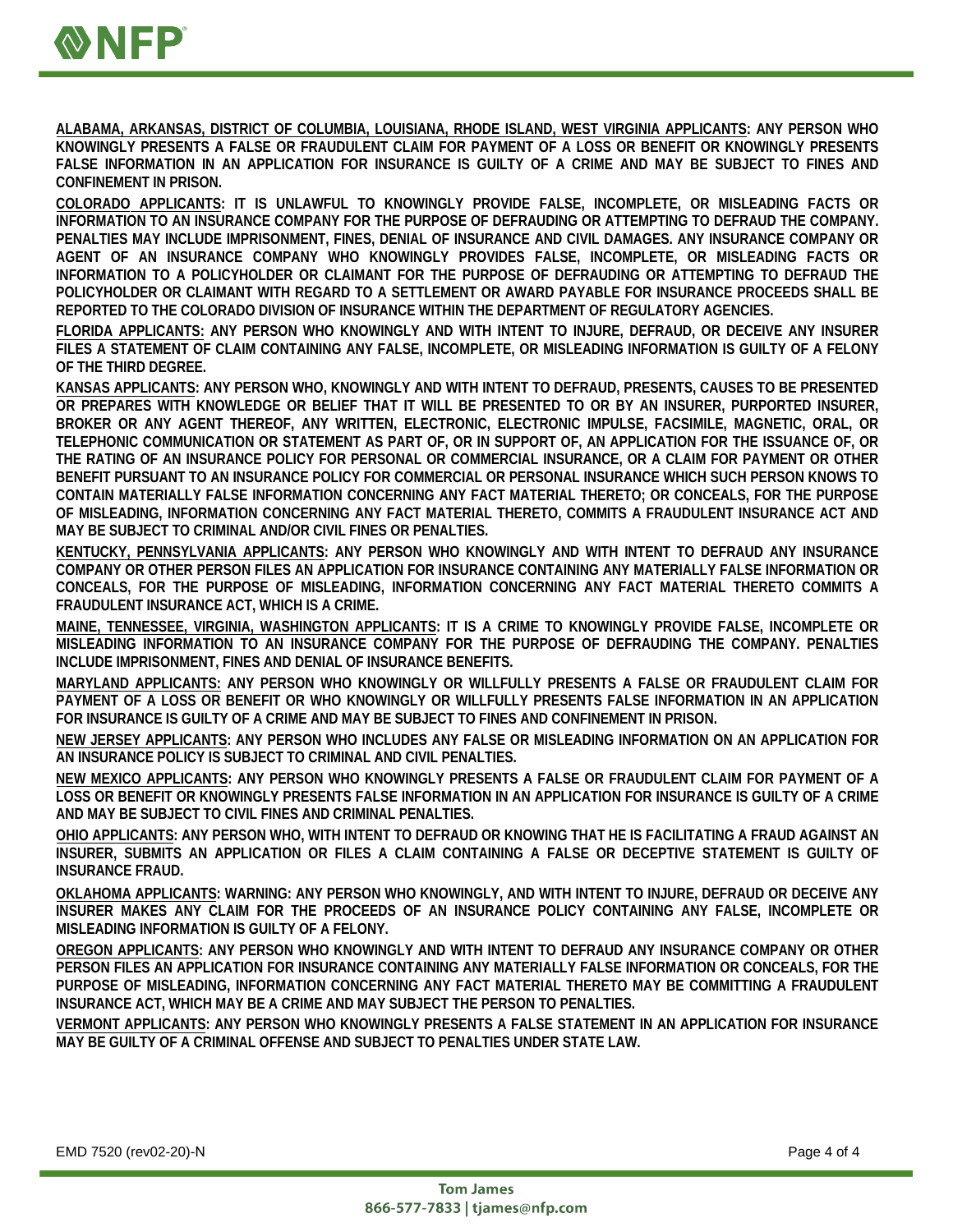**ALABAMA, ARKANSAS, DISTRICT OF COLUMBIA, LOUISIANA, RHODE ISLAND, WEST VIRGINIA APPLICANTS: ANY PERSON WHO KNOWINGLY PRESENTS A FALSE OR FRAUDULENT CLAIM FOR PAYMENT OF A LOSS OR BENEFIT OR KNOWINGLY PRESENTS FALSE INFORMATION IN AN APPLICATION FOR INSURANCE IS GUILTY OF A CRIME AND MAY BE SUBJECT TO FINES AND CONFINEMENT IN PRISON.**

**COLORADO APPLICANTS: IT IS UNLAWFUL TO KNOWINGLY PROVIDE FALSE, INCOMPLETE, OR MISLEADING FACTS OR INFORMATION TO AN INSURANCE COMPANY FOR THE PURPOSE OF DEFRAUDING OR ATTEMPTING TO DEFRAUD THE COMPANY. PENALTIES MAY INCLUDE IMPRISONMENT, FINES, DENIAL OF INSURANCE AND CIVIL DAMAGES. ANY INSURANCE COMPANY OR AGENT OF AN INSURANCE COMPANY WHO KNOWINGLY PROVIDES FALSE, INCOMPLETE, OR MISLEADING FACTS OR INFORMATION TO A POLICYHOLDER OR CLAIMANT FOR THE PURPOSE OF DEFRAUDING OR ATTEMPTING TO DEFRAUD THE POLICYHOLDER OR CLAIMANT WITH REGARD TO A SETTLEMENT OR AWARD PAYABLE FOR INSURANCE PROCEEDS SHALL BE REPORTED TO THE COLORADO DIVISION OF INSURANCE WITHIN THE DEPARTMENT OF REGULATORY AGENCIES.**

**FLORIDA APPLICANTS: ANY PERSON WHO KNOWINGLY AND WITH INTENT TO INJURE, DEFRAUD, OR DECEIVE ANY INSURER FILES A STATEMENT OF CLAIM CONTAINING ANY FALSE, INCOMPLETE, OR MISLEADING INFORMATION IS GUILTY OF A FELONY OF THE THIRD DEGREE.**

**KANSAS APPLICANTS: ANY PERSON WHO, KNOWINGLY AND WITH INTENT TO DEFRAUD, PRESENTS, CAUSES TO BE PRESENTED OR PREPARES WITH KNOWLEDGE OR BELIEF THAT IT WILL BE PRESENTED TO OR BY AN INSURER, PURPORTED INSURER, BROKER OR ANY AGENT THEREOF, ANY WRITTEN, ELECTRONIC, ELECTRONIC IMPULSE, FACSIMILE, MAGNETIC, ORAL, OR TELEPHONIC COMMUNICATION OR STATEMENT AS PART OF, OR IN SUPPORT OF, AN APPLICATION FOR THE ISSUANCE OF, OR THE RATING OF AN INSURANCE POLICY FOR PERSONAL OR COMMERCIAL INSURANCE, OR A CLAIM FOR PAYMENT OR OTHER BENEFIT PURSUANT TO AN INSURANCE POLICY FOR COMMERCIAL OR PERSONAL INSURANCE WHICH SUCH PERSON KNOWS TO CONTAIN MATERIALLY FALSE INFORMATION CONCERNING ANY FACT MATERIAL THERETO; OR CONCEALS, FOR THE PURPOSE OF MISLEADING, INFORMATION CONCERNING ANY FACT MATERIAL THERETO, COMMITS A FRAUDULENT INSURANCE ACT AND MAY BE SUBJECT TO CRIMINAL AND/OR CIVIL FINES OR PENALTIES.**

**KENTUCKY, PENNSYLVANIA APPLICANTS: ANY PERSON WHO KNOWINGLY AND WITH INTENT TO DEFRAUD ANY INSURANCE COMPANY OR OTHER PERSON FILES AN APPLICATION FOR INSURANCE CONTAINING ANY MATERIALLY FALSE INFORMATION OR CONCEALS, FOR THE PURPOSE OF MISLEADING, INFORMATION CONCERNING ANY FACT MATERIAL THERETO COMMITS A FRAUDULENT INSURANCE ACT, WHICH IS A CRIME.**

**MAINE, TENNESSEE, VIRGINIA, WASHINGTON APPLICANTS: IT IS A CRIME TO KNOWINGLY PROVIDE FALSE, INCOMPLETE OR MISLEADING INFORMATION TO AN INSURANCE COMPANY FOR THE PURPOSE OF DEFRAUDING THE COMPANY. PENALTIES INCLUDE IMPRISONMENT, FINES AND DENIAL OF INSURANCE BENEFITS.**

**MARYLAND APPLICANTS: ANY PERSON WHO KNOWINGLY OR WILLFULLY PRESENTS A FALSE OR FRAUDULENT CLAIM FOR PAYMENT OF A LOSS OR BENEFIT OR WHO KNOWINGLY OR WILLFULLY PRESENTS FALSE INFORMATION IN AN APPLICATION FOR INSURANCE IS GUILTY OF A CRIME AND MAY BE SUBJECT TO FINES AND CONFINEMENT IN PRISON.**

**NEW JERSEY APPLICANTS: ANY PERSON WHO INCLUDES ANY FALSE OR MISLEADING INFORMATION ON AN APPLICATION FOR AN INSURANCE POLICY IS SUBJECT TO CRIMINAL AND CIVIL PENALTIES.**

**NEW MEXICO APPLICANTS: ANY PERSON WHO KNOWINGLY PRESENTS A FALSE OR FRAUDULENT CLAIM FOR PAYMENT OF A LOSS OR BENEFIT OR KNOWINGLY PRESENTS FALSE INFORMATION IN AN APPLICATION FOR INSURANCE IS GUILTY OF A CRIME AND MAY BE SUBJECT TO CIVIL FINES AND CRIMINAL PENALTIES.**

**OHIO APPLICANTS: ANY PERSON WHO, WITH INTENT TO DEFRAUD OR KNOWING THAT HE IS FACILITATING A FRAUD AGAINST AN INSURER, SUBMITS AN APPLICATION OR FILES A CLAIM CONTAINING A FALSE OR DECEPTIVE STATEMENT IS GUILTY OF INSURANCE FRAUD.**

**OKLAHOMA APPLICANTS: WARNING: ANY PERSON WHO KNOWINGLY, AND WITH INTENT TO INJURE, DEFRAUD OR DECEIVE ANY INSURER MAKES ANY CLAIM FOR THE PROCEEDS OF AN INSURANCE POLICY CONTAINING ANY FALSE, INCOMPLETE OR MISLEADING INFORMATION IS GUILTY OF A FELONY.**

**OREGON APPLICANTS: ANY PERSON WHO KNOWINGLY AND WITH INTENT TO DEFRAUD ANY INSURANCE COMPANY OR OTHER PERSON FILES AN APPLICATION FOR INSURANCE CONTAINING ANY MATERIALLY FALSE INFORMATION OR CONCEALS, FOR THE PURPOSE OF MISLEADING, INFORMATION CONCERNING ANY FACT MATERIAL THERETO MAY BE COMMITTING A FRAUDULENT INSURANCE ACT, WHICH MAY BE A CRIME AND MAY SUBJECT THE PERSON TO PENALTIES.**

**VERMONT APPLICANTS: ANY PERSON WHO KNOWINGLY PRESENTS A FALSE STATEMENT IN AN APPLICATION FOR INSURANCE MAY BE GUILTY OF A CRIMINAL OFFENSE AND SUBJECT TO PENALTIES UNDER STATE LAW.**

EMD 7520 (rev02-20)-N

Tom James
866-577-7833 | tjames@nfp.com